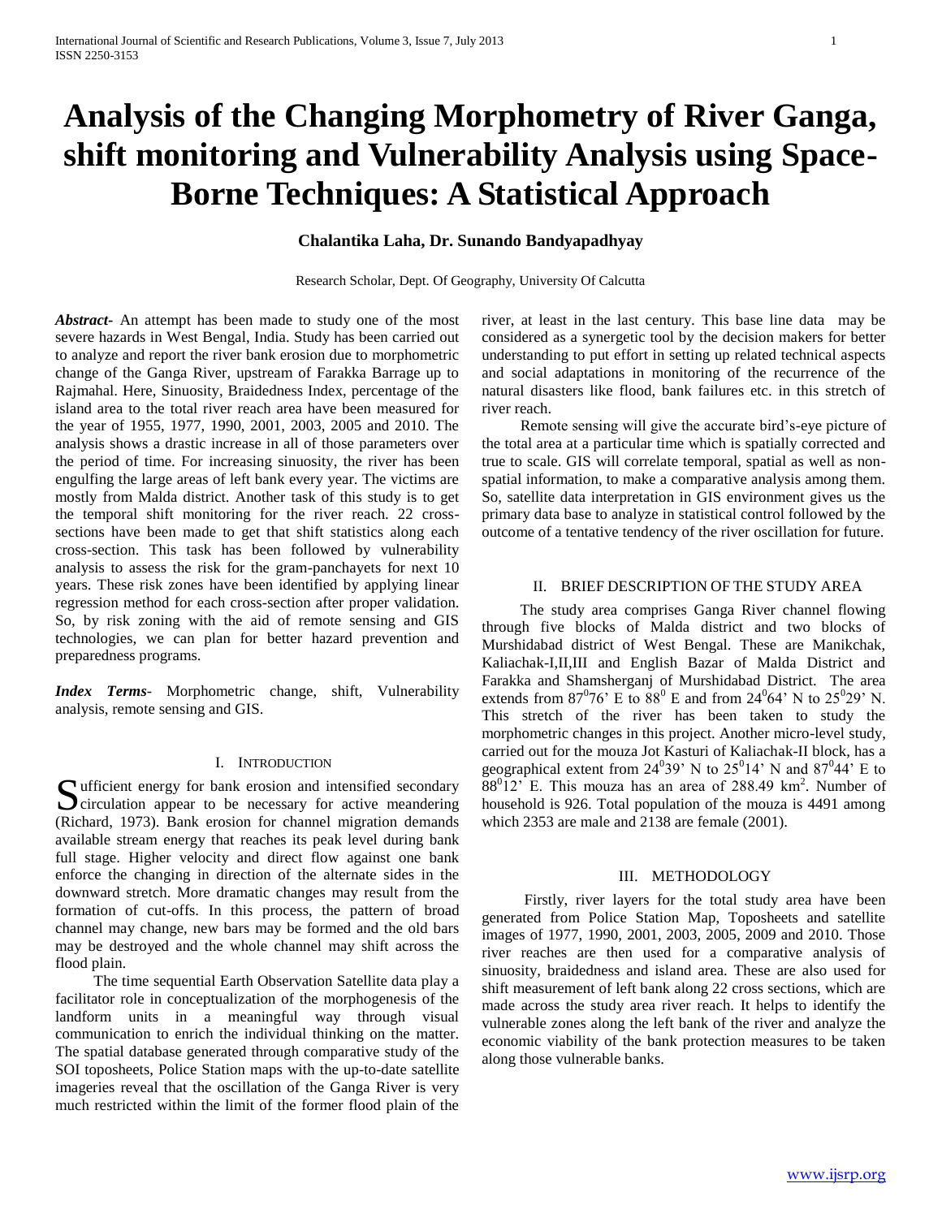# Analysis of the Changing Morphometry of River Ganga, shift monitoring and Vulnerability Analysis using Space-Borne Techniques: A Statistical Approach

**Chalantika Laha, Dr. Sunando Bandyapadhyay**

Research Scholar, Dept. Of Geography, University Of Calcutta

***Abstract-*** An attempt has been made to study one of the most severe hazards in West Bengal, India. Study has been carried out to analyze and report the river bank erosion due to morphometric change of the Ganga River, upstream of Farakka Barrage up to Rajmahal. Here, Sinuosity, Braidedness Index, percentage of the island area to the total river reach area have been measured for the year of 1955, 1977, 1990, 2001, 2003, 2005 and 2010. The analysis shows a drastic increase in all of those parameters over the period of time. For increasing sinuosity, the river has been engulfing the large areas of left bank every year. The victims are mostly from Malda district. Another task of this study is to get the temporal shift monitoring for the river reach. 22 cross-sections have been made to get that shift statistics along each cross-section. This task has been followed by vulnerability analysis to assess the risk for the gram-panchayets for next 10 years. These risk zones have been identified by applying linear regression method for each cross-section after proper validation. So, by risk zoning with the aid of remote sensing and GIS technologies, we can plan for better hazard prevention and preparedness programs.

***Index Terms*-** Morphometric change, shift, Vulnerability analysis, remote sensing and GIS.

## I. Introduction

Sufficient energy for bank erosion and intensified secondary circulation appear to be necessary for active meandering (Richard, 1973). Bank erosion for channel migration demands available stream energy that reaches its peak level during bank full stage. Higher velocity and direct flow against one bank enforce the changing in direction of the alternate sides in the downward stretch. More dramatic changes may result from the formation of cut-offs. In this process, the pattern of broad channel may change, new bars may be formed and the old bars may be destroyed and the whole channel may shift across the flood plain.

The time sequential Earth Observation Satellite data play a facilitator role in conceptualization of the morphogenesis of the landform units in a meaningful way through visual communication to enrich the individual thinking on the matter. The spatial database generated through comparative study of the SOI toposheets, Police Station maps with the up-to-date satellite imageries reveal that the oscillation of the Ganga River is very much restricted within the limit of the former flood plain of the river, at least in the last century. This base line data may be considered as a synergetic tool by the decision makers for better understanding to put effort in setting up related technical aspects and social adaptations in monitoring of the recurrence of the natural disasters like flood, bank failures etc. in this stretch of river reach.

Remote sensing will give the accurate bird's-eye picture of the total area at a particular time which is spatially corrected and true to scale. GIS will correlate temporal, spatial as well as non-spatial information, to make a comparative analysis among them. So, satellite data interpretation in GIS environment gives us the primary data base to analyze in statistical control followed by the outcome of a tentative tendency of the river oscillation for future.

## II. Brief Description of the Study Area

The study area comprises Ganga River channel flowing through five blocks of Malda district and two blocks of Murshidabad district of West Bengal. These are Manikchak, Kaliachak-I,II,III and English Bazar of Malda District and Farakka and Shamsherganj of Murshidabad District. The area extends from $87^0 76'$ E to $88^0$ E and from $24^0 64'$ N to $25^0 29'$ N. This stretch of the river has been taken to study the morphometric changes in this project. Another micro-level study, carried out for the mouza Jot Kasturi of Kaliachak-II block, has a geographical extent from $24^0 39'$ N to $25^0 14'$ N and $87^0 44'$ E to $88^0 12'$ E. This mouza has an area of 288.49 km$^2$. Number of household is 926. Total population of the mouza is 4491 among which 2353 are male and 2138 are female (2001).

## III. Methodology

Firstly, river layers for the total study area have been generated from Police Station Map, Toposheets and satellite images of 1977, 1990, 2001, 2003, 2005, 2009 and 2010. Those river reaches are then used for a comparative analysis of sinuosity, braidedness and island area. These are also used for shift measurement of left bank along 22 cross sections, which are made across the study area river reach. It helps to identify the vulnerable zones along the left bank of the river and analyze the economic viability of the bank protection measures to be taken along those vulnerable banks.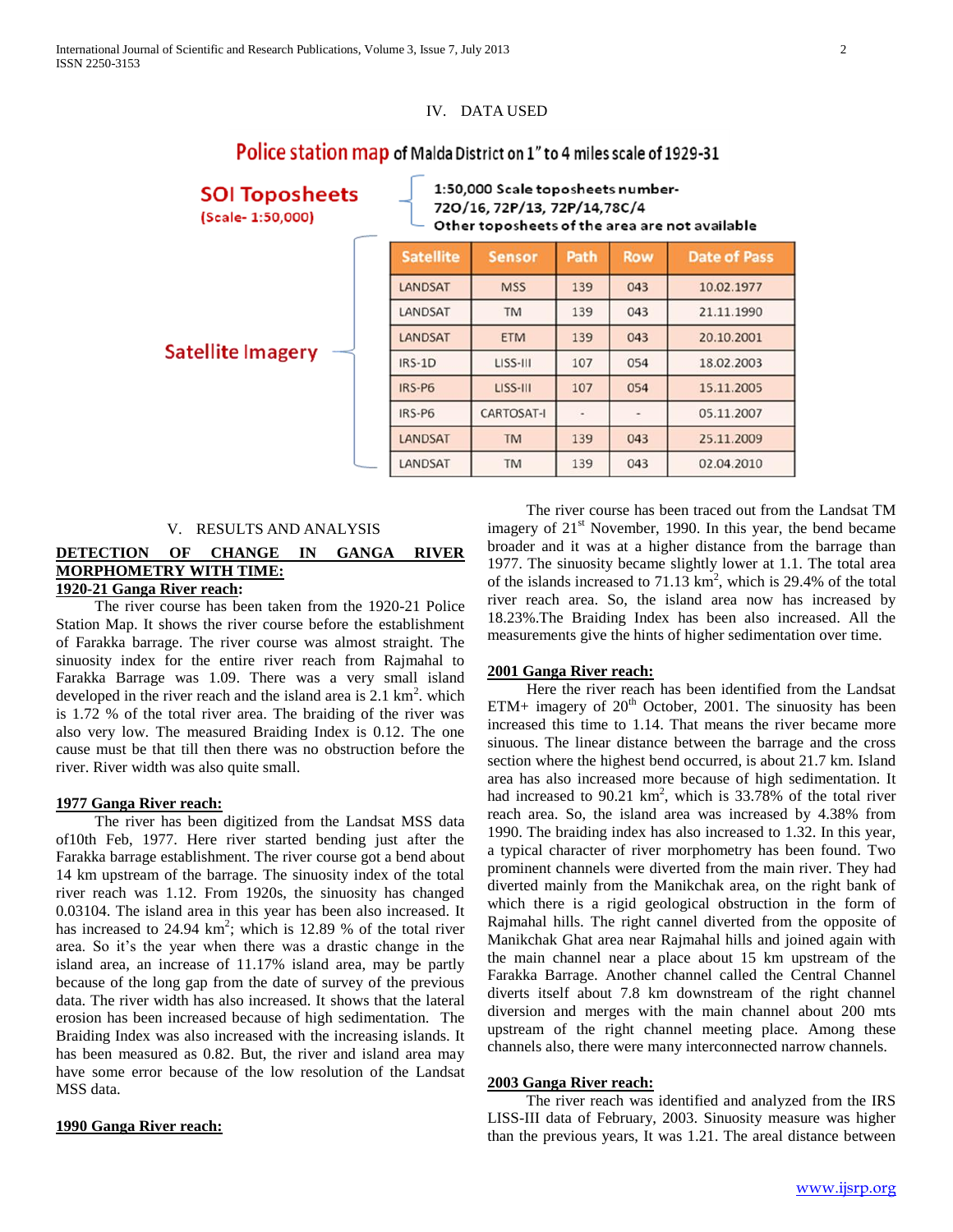## IV. DATA USED

**Police station map of Malda District on 1" to 4 miles scale of 1929-31**

**SOI Toposheets** (Scale- 1:50,000)

- 1:50,000 Scale toposheets number- 72O/16, 72P/13, 72P/14,78C/4
- Other toposheets of the area are not available

**Satellite Imagery**

| Satellite | Sensor | Path | Row | Date of Pass |
|---|---|---|---|---|
| LANDSAT | MSS | 139 | 043 | 10.02.1977 |
| LANDSAT | TM | 139 | 043 | 21.11.1990 |
| LANDSAT | ETM | 139 | 043 | 20.10.2001 |
| IRS-1D | LISS-III | 107 | 054 | 18.02.2003 |
| IRS-P6 | LISS-III | 107 | 054 | 15.11.2005 |
| IRS-P6 | CARTOSAT-I | - | - | 05.11.2007 |
| LANDSAT | TM | 139 | 043 | 25.11.2009 |
| LANDSAT | TM | 139 | 043 | 02.04.2010 |

## V. RESULTS AND ANALYSIS

### DETECTION OF CHANGE IN GANGA RIVER MORPHOMETRY WITH TIME:

**1920-21 Ganga River reach:**

The river course has been taken from the 1920-21 Police Station Map. It shows the river course before the establishment of Farakka barrage. The river course was almost straight. The sinuosity index for the entire river reach from Rajmahal to Farakka Barrage was 1.09. There was a very small island developed in the river reach and the island area is 2.1 km$^2$. which is 1.72 % of the total river area. The braiding of the river was also very low. The measured Braiding Index is 0.12. The one cause must be that till then there was no obstruction before the river. River width was also quite small.

**1977 Ganga River reach:**

The river has been digitized from the Landsat MSS data of10th Feb, 1977. Here river started bending just after the Farakka barrage establishment. The river course got a bend about 14 km upstream of the barrage. The sinuosity index of the total river reach was 1.12. From 1920s, the sinuosity has changed 0.03104. The island area in this year has been also increased. It has increased to 24.94 km$^2$; which is 12.89 % of the total river area. So it's the year when there was a drastic change in the island area, an increase of 11.17% island area, may be partly because of the long gap from the date of survey of the previous data. The river width has also increased. It shows that the lateral erosion has been increased because of high sedimentation. The Braiding Index was also increased with the increasing islands. It has been measured as 0.82. But, the river and island area may have some error because of the low resolution of the Landsat MSS data.

**1990 Ganga River reach:**

The river course has been traced out from the Landsat TM imagery of 21st November, 1990. In this year, the bend became broader and it was at a higher distance from the barrage than 1977. The sinuosity became slightly lower at 1.1. The total area of the islands increased to 71.13 km$^2$, which is 29.4% of the total river reach area. So, the island area now has increased by 18.23%.The Braiding Index has been also increased. All the measurements give the hints of higher sedimentation over time.

**2001 Ganga River reach:**

Here the river reach has been identified from the Landsat ETM+ imagery of 20th October, 2001. The sinuosity has been increased this time to 1.14. That means the river became more sinuous. The linear distance between the barrage and the cross section where the highest bend occurred, is about 21.7 km. Island area has also increased more because of high sedimentation. It had increased to 90.21 km$^2$, which is 33.78% of the total river reach area. So, the island area was increased by 4.38% from 1990. The braiding index has also increased to 1.32. In this year, a typical character of river morphometry has been found. Two prominent channels were diverted from the main river. They had diverted mainly from the Manikchak area, on the right bank of which there is a rigid geological obstruction in the form of Rajmahal hills. The right cannel diverted from the opposite of Manikchak Ghat area near Rajmahal hills and joined again with the main channel near a place about 15 km upstream of the Farakka Barrage. Another channel called the Central Channel diverts itself about 7.8 km downstream of the right channel diversion and merges with the main channel about 200 mts upstream of the right channel meeting place. Among these channels also, there were many interconnected narrow channels.

**2003 Ganga River reach:**

The river reach was identified and analyzed from the IRS LISS-III data of February, 2003. Sinuosity measure was higher than the previous years, It was 1.21. The areal distance between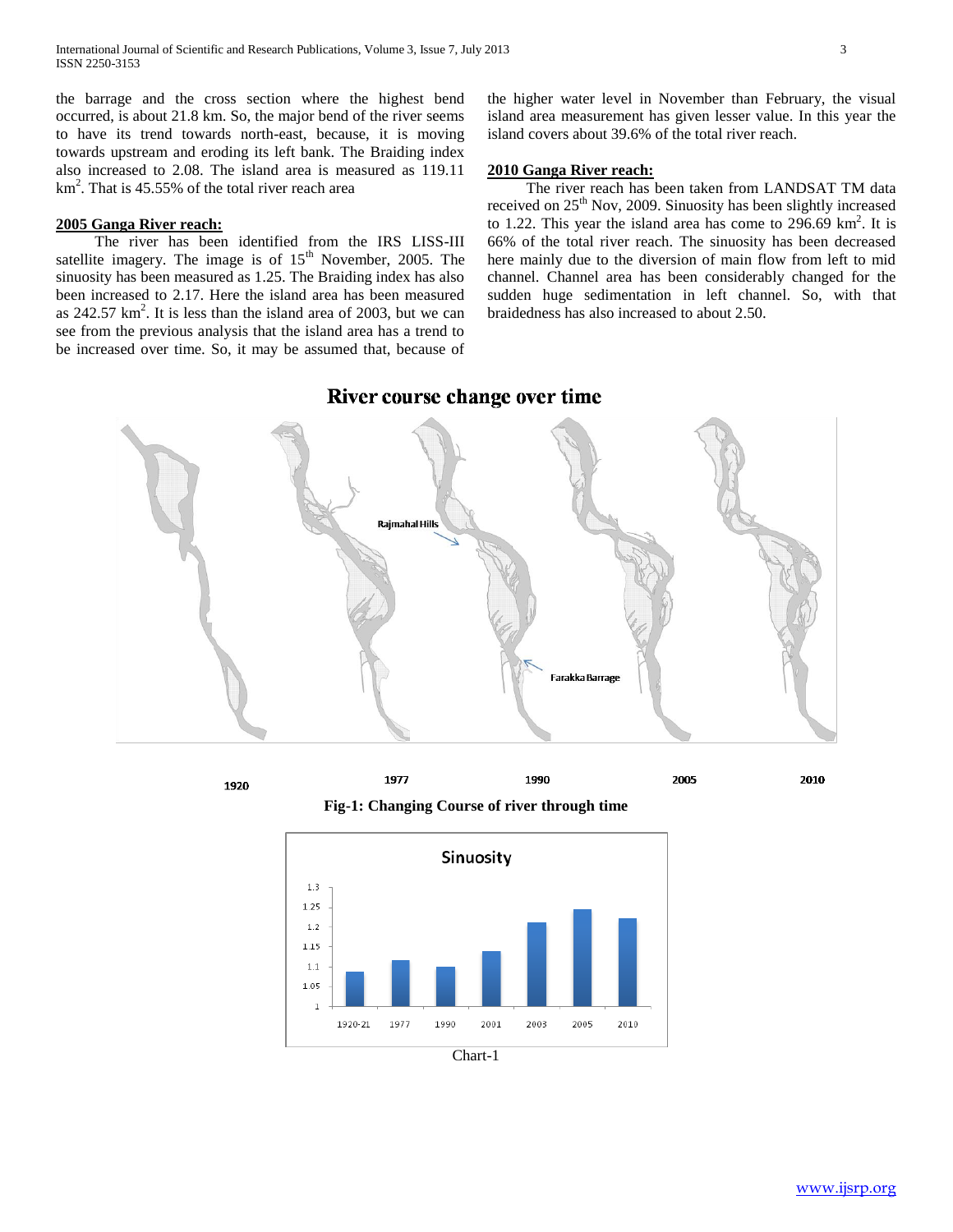the barrage and the cross section where the highest bend occurred, is about 21.8 km. So, the major bend of the river seems to have its trend towards north-east, because, it is moving towards upstream and eroding its left bank. The Braiding index also increased to 2.08. The island area is measured as 119.11 $km^2$. That is 45.55% of the total river reach area

**2005 Ganga River reach:**

The river has been identified from the IRS LISS-III satellite imagery. The image is of 15th November, 2005. The sinuosity has been measured as 1.25. The Braiding index has also been increased to 2.17. Here the island area has been measured as 242.57 $km^2$. It is less than the island area of 2003, but we can see from the previous analysis that the island area has a trend to be increased over time. So, it may be assumed that, because of the higher water level in November than February, the visual island area measurement has given lesser value. In this year the island covers about 39.6% of the total river reach.

**2010 Ganga River reach:**

The river reach has been taken from LANDSAT TM data received on 25th Nov, 2009. Sinuosity has been slightly increased to 1.22. This year the island area has come to 296.69 $km^2$. It is 66% of the total river reach. The sinuosity has been decreased here mainly due to the diversion of main flow from left to mid channel. Channel area has been considerably changed for the sudden huge sedimentation in left channel. So, with that braidedness has also increased to about 2.50.

**Fig-1: Changing Course of river through time**

Chart-1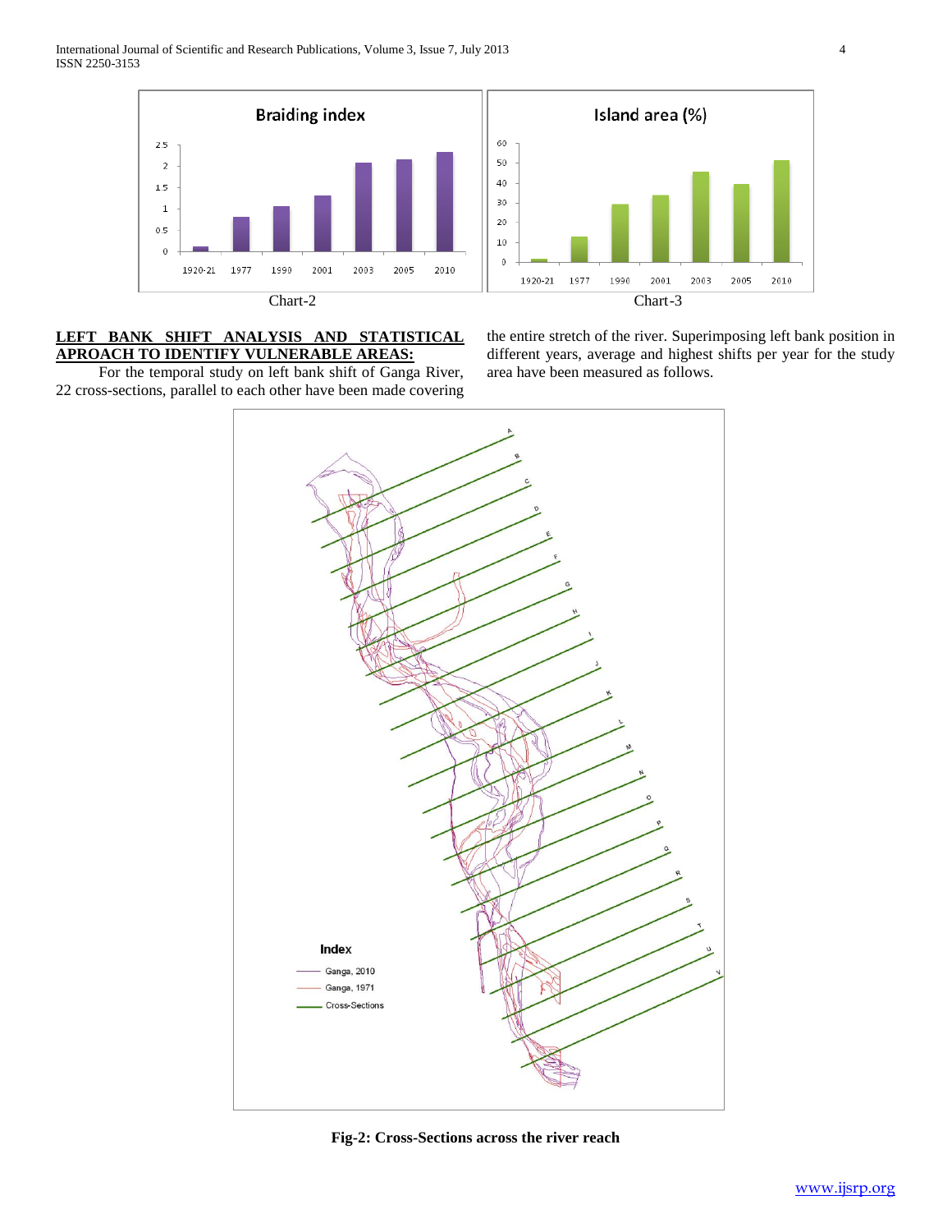Chart-2

Chart-3

**LEFT BANK SHIFT ANALYSIS AND STATISTICAL APROACH TO IDENTIFY VULNERABLE AREAS:**

For the temporal study on left bank shift of Ganga River, 22 cross-sections, parallel to each other have been made covering the entire stretch of the river. Superimposing left bank position in different years, average and highest shifts per year for the study area have been measured as follows.

**Fig-2: Cross-Sections across the river reach**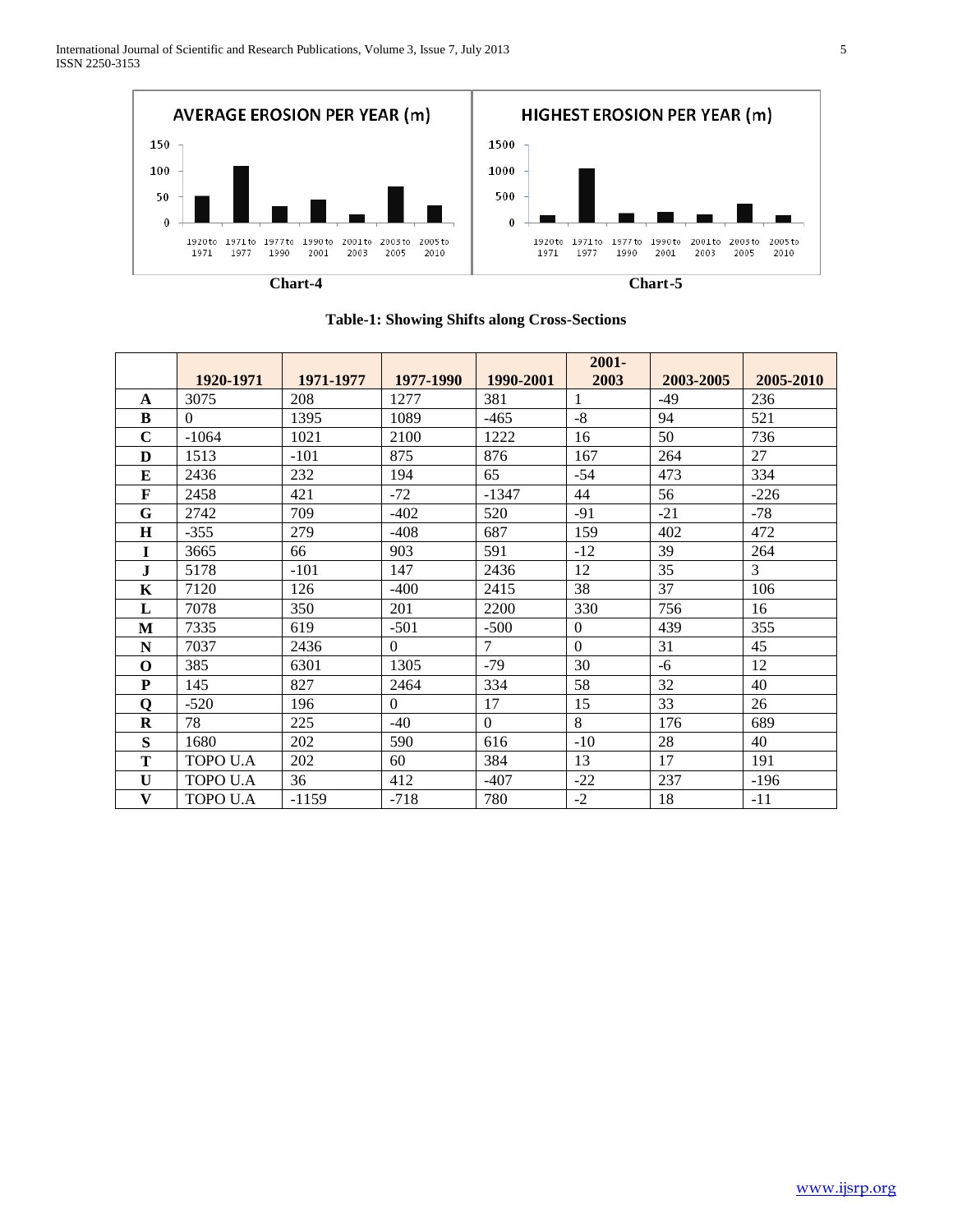Chart-4

Chart-5

**Table-1: Showing Shifts along Cross-Sections**

| | 1920-1971 | 1971-1977 | 1977-1990 | 1990-2001 | 2001-2003 | 2003-2005 | 2005-2010 |
|---|---|---|---|---|---|---|---|
| **A** | 3075 | 208 | 1277 | 381 | 1 | -49 | 236 |
| **B** | 0 | 1395 | 1089 | -465 | -8 | 94 | 521 |
| **C** | -1064 | 1021 | 2100 | 1222 | 16 | 50 | 736 |
| **D** | 1513 | -101 | 875 | 876 | 167 | 264 | 27 |
| **E** | 2436 | 232 | 194 | 65 | -54 | 473 | 334 |
| **F** | 2458 | 421 | -72 | -1347 | 44 | 56 | -226 |
| **G** | 2742 | 709 | -402 | 520 | -91 | -21 | -78 |
| **H** | -355 | 279 | -408 | 687 | 159 | 402 | 472 |
| **I** | 3665 | 66 | 903 | 591 | -12 | 39 | 264 |
| **J** | 5178 | -101 | 147 | 2436 | 12 | 35 | 3 |
| **K** | 7120 | 126 | -400 | 2415 | 38 | 37 | 106 |
| **L** | 7078 | 350 | 201 | 2200 | 330 | 756 | 16 |
| **M** | 7335 | 619 | -501 | -500 | 0 | 439 | 355 |
| **N** | 7037 | 2436 | 0 | 7 | 0 | 31 | 45 |
| **O** | 385 | 6301 | 1305 | -79 | 30 | -6 | 12 |
| **P** | 145 | 827 | 2464 | 334 | 58 | 32 | 40 |
| **Q** | -520 | 196 | 0 | 17 | 15 | 33 | 26 |
| **R** | 78 | 225 | -40 | 0 | 8 | 176 | 689 |
| **S** | 1680 | 202 | 590 | 616 | -10 | 28 | 40 |
| **T** | TOPO U.A | 202 | 60 | 384 | 13 | 17 | 191 |
| **U** | TOPO U.A | 36 | 412 | -407 | -22 | 237 | -196 |
| **V** | TOPO U.A | -1159 | -718 | 780 | -2 | 18 | -11 |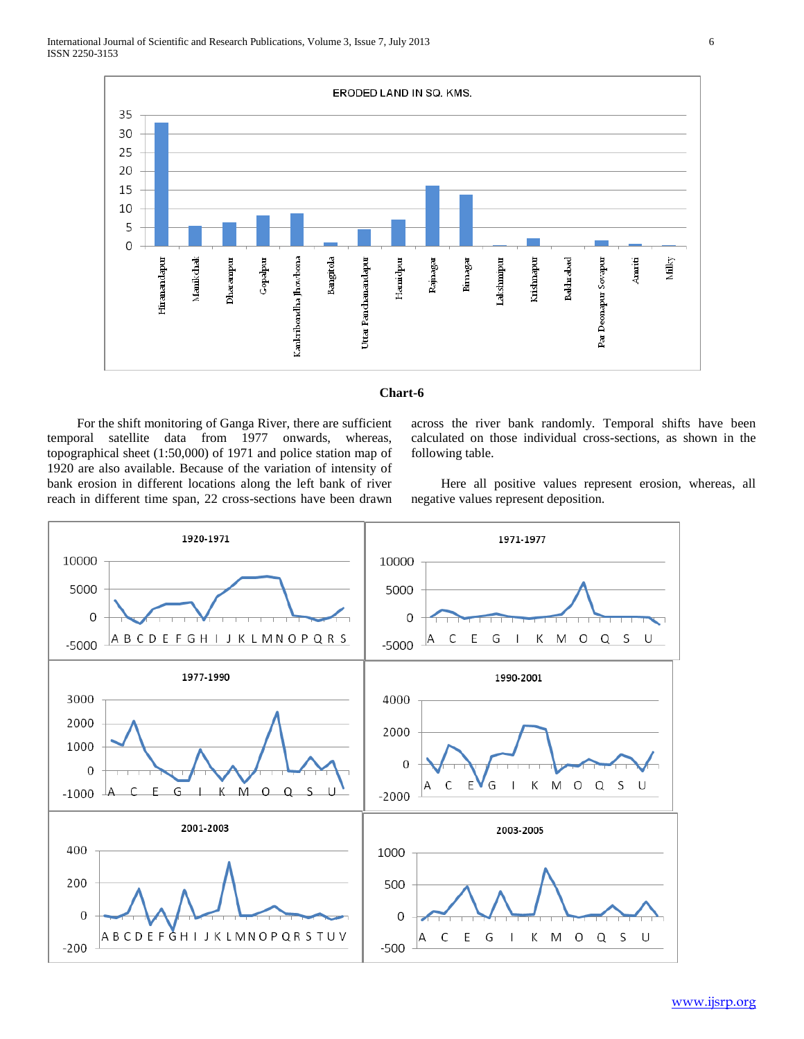**Chart-6**

For the shift monitoring of Ganga River, there are sufficient temporal satellite data from 1977 onwards, whereas, topographical sheet (1:50,000) of 1971 and police station map of 1920 are also available. Because of the variation of intensity of bank erosion in different locations along the left bank of river reach in different time span, 22 cross-sections have been drawn across the river bank randomly. Temporal shifts have been calculated on those individual cross-sections, as shown in the following table.

Here all positive values represent erosion, whereas, all negative values represent deposition.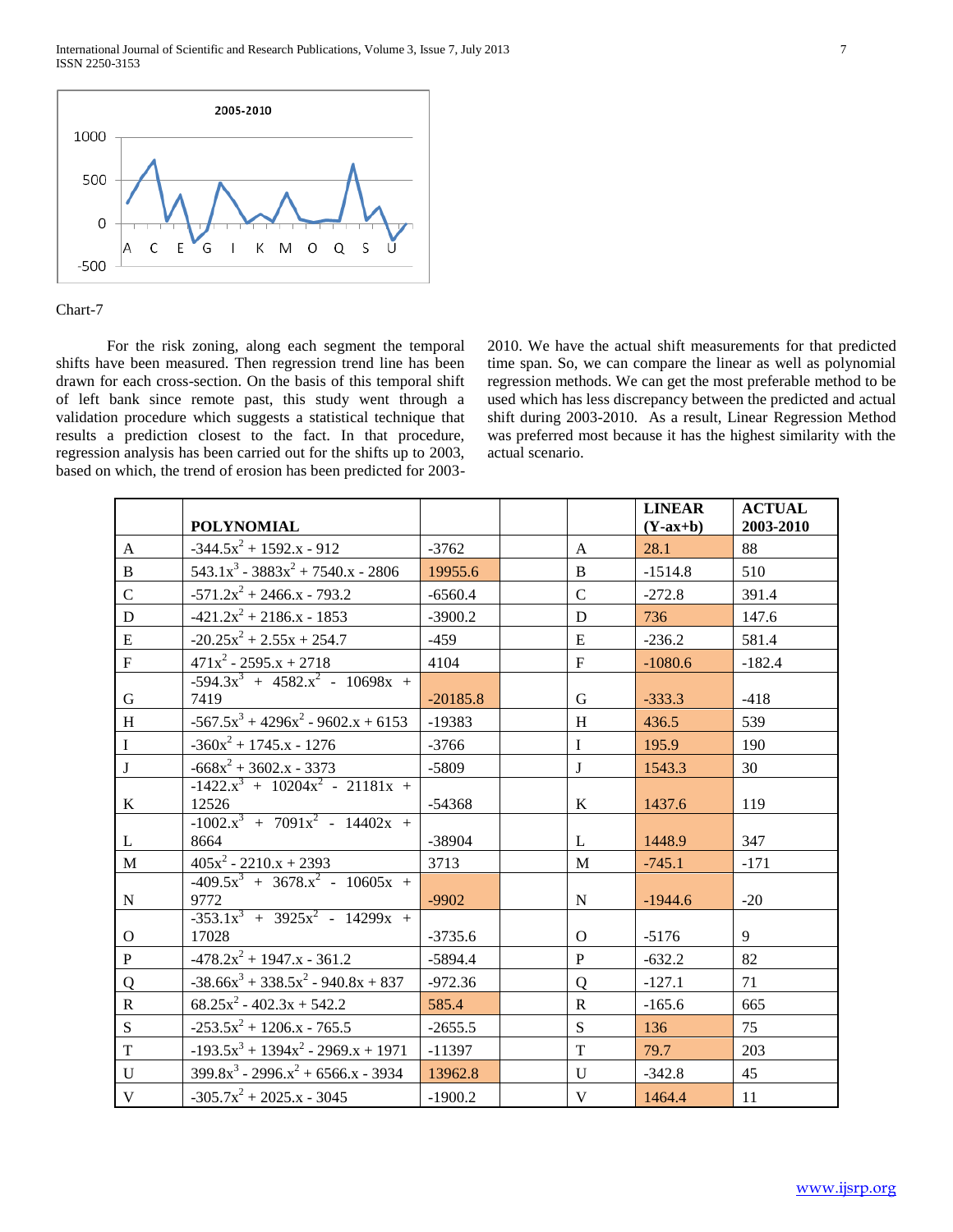Chart-7

For the risk zoning, along each segment the temporal shifts have been measured. Then regression trend line has been drawn for each cross-section. On the basis of this temporal shift of left bank since remote past, this study went through a validation procedure which suggests a statistical technique that results a prediction closest to the fact. In that procedure, regression analysis has been carried out for the shifts up to 2003, based on which, the trend of erosion has been predicted for 2003-2010. We have the actual shift measurements for that predicted time span. So, we can compare the linear as well as polynomial regression methods. We can get the most preferable method to be used which has less discrepancy between the predicted and actual shift during 2003-2010. As a result, Linear Regression Method was preferred most because it has the highest similarity with the actual scenario.

| | **POLYNOMIAL** | | | | **LINEAR (Y-ax+b)** | **ACTUAL 2003-2010** |
|---|---|---|---|---|---|---|
| A | $-344.5x^2 + 1592.x - 912$ | -3762 | | A | 28.1 | 88 |
| B | $543.1x^3 - 3883x^2 + 7540.x - 2806$ | 19955.6 | | B | -1514.8 | 510 |
| C | $-571.2x^2 + 2466.x - 793.2$ | -6560.4 | | C | -272.8 | 391.4 |
| D | $-421.2x^2 + 2186.x - 1853$ | -3900.2 | | D | 736 | 147.6 |
| E | $-20.25x^2 + 2.55x + 254.7$ | -459 | | E | -236.2 | 581.4 |
| F | $471x^2 - 2595.x + 2718$ | 4104 | | F | -1080.6 | -182.4 |
| G | $-594.3x^3 + 4582.x^2 - 10698x + 7419$ | -20185.8 | | G | -333.3 | -418 |
| H | $-567.5x^3 + 4296x^2 - 9602.x + 6153$ | -19383 | | H | 436.5 | 539 |
| I | $-360x^2 + 1745.x - 1276$ | -3766 | | I | 195.9 | 190 |
| J | $-668x^2 + 3602.x - 3373$ | -5809 | | J | 1543.3 | 30 |
| K | $-1422.x^3 + 10204x^2 - 21181x + 12526$ | -54368 | | K | 1437.6 | 119 |
| L | $-1002.x^3 + 7091x^2 - 14402x + 8664$ | -38904 | | L | 1448.9 | 347 |
| M | $405x^2 - 2210.x + 2393$ | 3713 | | M | -745.1 | -171 |
| N | $-409.5x^3 + 3678.x^2 - 10605x + 9772$ | -9902 | | N | -1944.6 | -20 |
| O | $-353.1x^3 + 3925x^2 - 14299x + 17028$ | -3735.6 | | O | -5176 | 9 |
| P | $-478.2x^2 + 1947.x - 361.2$ | -5894.4 | | P | -632.2 | 82 |
| Q | $-38.66x^3 + 338.5x^2 - 940.8x + 837$ | -972.36 | | Q | -127.1 | 71 |
| R | $68.25x^2 - 402.3x + 542.2$ | 585.4 | | R | -165.6 | 665 |
| S | $-253.5x^2 + 1206.x - 765.5$ | -2655.5 | | S | 136 | 75 |
| T | $-193.5x^3 + 1394x^2 - 2969.x + 1971$ | -11397 | | T | 79.7 | 203 |
| U | $399.8x^3 - 2996.x^2 + 6566.x - 3934$ | 13962.8 | | U | -342.8 | 45 |
| V | $-305.7x^2 + 2025.x - 3045$ | -1900.2 | | V | 1464.4 | 11 |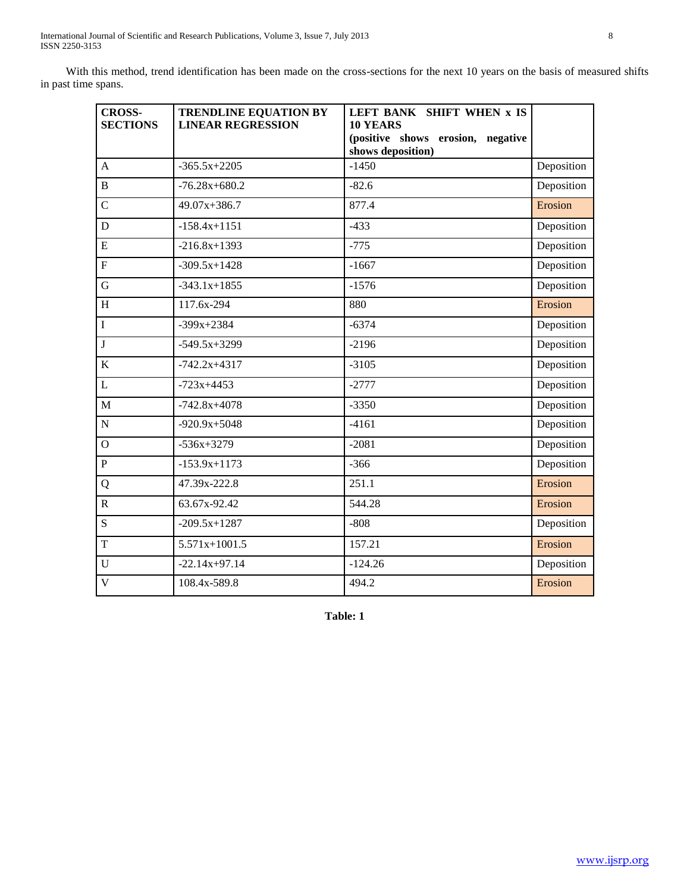With this method, trend identification has been made on the cross-sections for the next 10 years on the basis of measured shifts in past time spans.

| **CROSS-SECTIONS** | **TRENDLINE EQUATION BY LINEAR REGRESSION** | **LEFT BANK SHIFT WHEN x IS 10 YEARS (positive shows erosion, negative shows deposition)** | |
|---|---|---|---|
| A | $-365.5x+2205$ | -1450 | Deposition |
| B | $-76.28x+680.2$ | -82.6 | Deposition |
| C | $49.07x+386.7$ | 877.4 | Erosion |
| D | $-158.4x+1151$ | -433 | Deposition |
| E | $-216.8x+1393$ | -775 | Deposition |
| F | $-309.5x+1428$ | -1667 | Deposition |
| G | $-343.1x+1855$ | -1576 | Deposition |
| H | $117.6x-294$ | 880 | Erosion |
| I | $-399x+2384$ | -6374 | Deposition |
| J | $-549.5x+3299$ | -2196 | Deposition |
| K | $-742.2x+4317$ | -3105 | Deposition |
| L | $-723x+4453$ | -2777 | Deposition |
| M | $-742.8x+4078$ | -3350 | Deposition |
| N | $-920.9x+5048$ | -4161 | Deposition |
| O | $-536x+3279$ | -2081 | Deposition |
| P | $-153.9x+1173$ | -366 | Deposition |
| Q | $47.39x-222.8$ | 251.1 | Erosion |
| R | $63.67x-92.42$ | 544.28 | Erosion |
| S | $-209.5x+1287$ | -808 | Deposition |
| T | $5.571x+1001.5$ | 157.21 | Erosion |
| U | $-22.14x+97.14$ | -124.26 | Deposition |
| V | $108.4x-589.8$ | 494.2 | Erosion |

**Table: 1**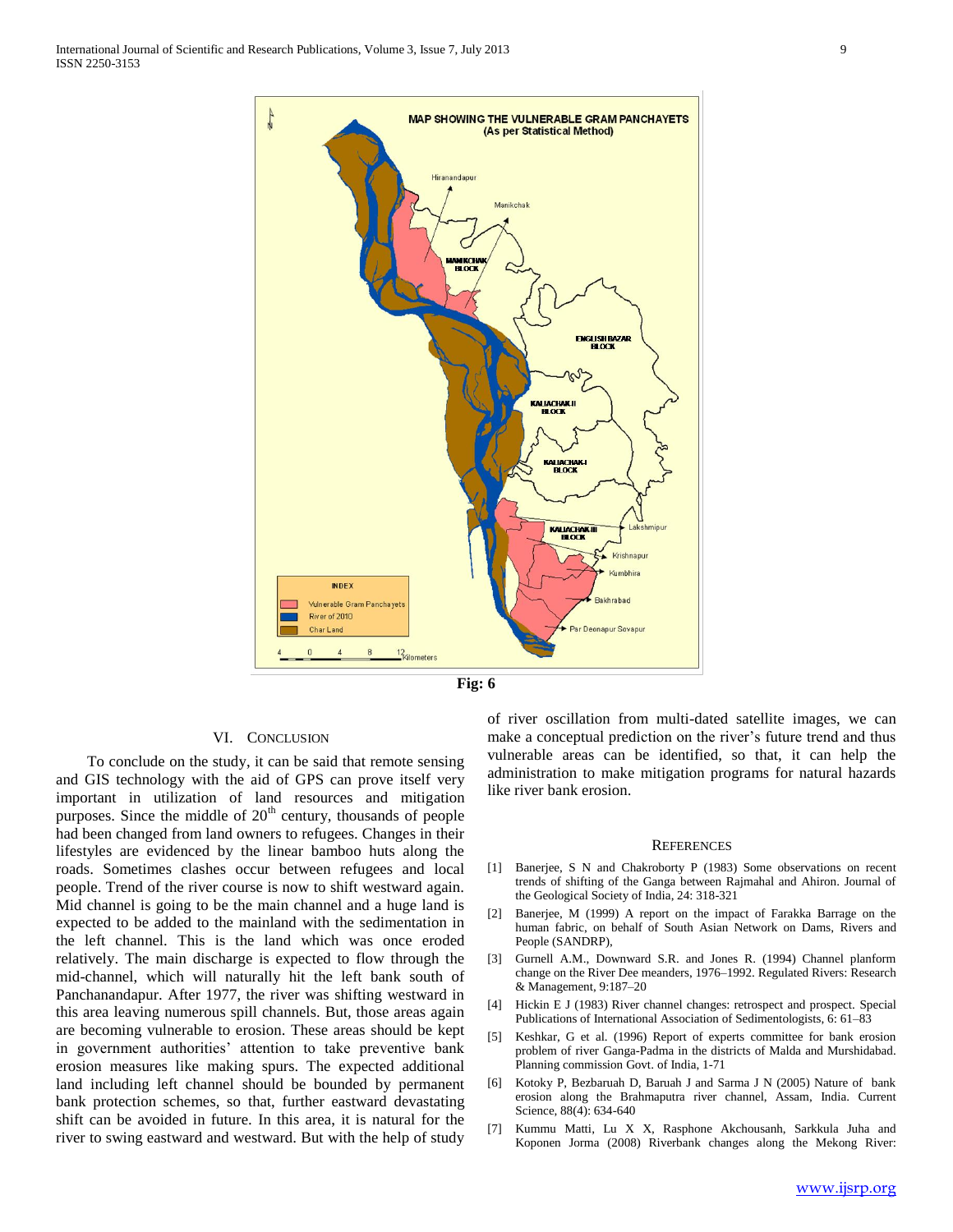Fig: 6

## VI. Conclusion

To conclude on the study, it can be said that remote sensing and GIS technology with the aid of GPS can prove itself very important in utilization of land resources and mitigation purposes. Since the middle of 20th century, thousands of people had been changed from land owners to refugees. Changes in their lifestyles are evidenced by the linear bamboo huts along the roads. Sometimes clashes occur between refugees and local people. Trend of the river course is now to shift westward again. Mid channel is going to be the main channel and a huge land is expected to be added to the mainland with the sedimentation in the left channel. This is the land which was once eroded relatively. The main discharge is expected to flow through the mid-channel, which will naturally hit the left bank south of Panchanandapur. After 1977, the river was shifting westward in this area leaving numerous spill channels. But, those areas again are becoming vulnerable to erosion. These areas should be kept in government authorities' attention to take preventive bank erosion measures like making spurs. The expected additional land including left channel should be bounded by permanent bank protection schemes, so that, further eastward devastating shift can be avoided in future. In this area, it is natural for the river to swing eastward and westward. But with the help of study of river oscillation from multi-dated satellite images, we can make a conceptual prediction on the river's future trend and thus vulnerable areas can be identified, so that, it can help the administration to make mitigation programs for natural hazards like river bank erosion.

## References

[1] Banerjee, S N and Chakroborty P (1983) Some observations on recent trends of shifting of the Ganga between Rajmahal and Ahiron. Journal of the Geological Society of India, 24: 318-321

[2] Banerjee, M (1999) A report on the impact of Farakka Barrage on the human fabric, on behalf of South Asian Network on Dams, Rivers and People (SANDRP),

[3] Gurnell A.M., Downward S.R. and Jones R. (1994) Channel planform change on the River Dee meanders, 1976–1992. Regulated Rivers: Research & Management, 9:187–20

[4] Hickin E J (1983) River channel changes: retrospect and prospect. Special Publications of International Association of Sedimentologists, 6: 61–83

[5] Keshkar, G et al. (1996) Report of experts committee for bank erosion problem of river Ganga-Padma in the districts of Malda and Murshidabad. Planning commission Govt. of India, 1-71

[6] Kotoky P, Bezbaruah D, Baruah J and Sarma J N (2005) Nature of bank erosion along the Brahmaputra river channel, Assam, India. Current Science, 88(4): 634-640

[7] Kummu Matti, Lu X X, Rasphone Akchousanh, Sarkkula Juha and Koponen Jorma (2008) Riverbank changes along the Mekong River: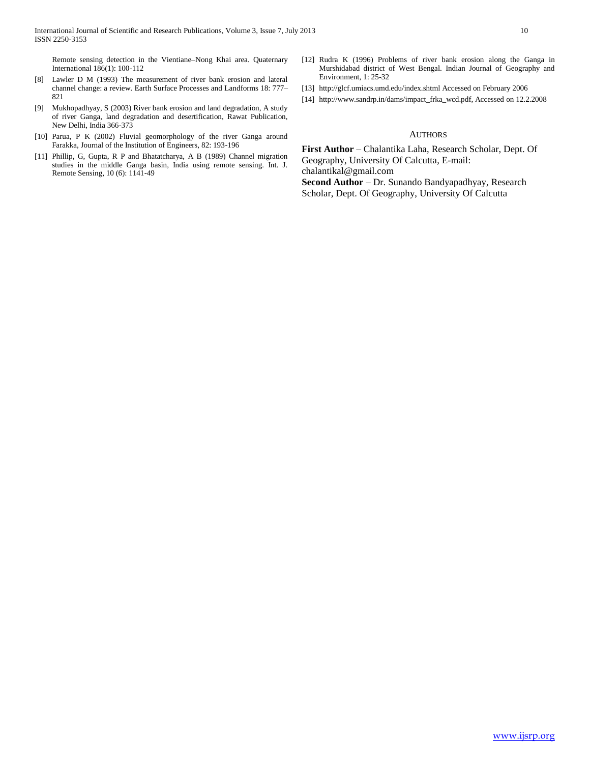Remote sensing detection in the Vientiane–Nong Khai area. Quaternary International 186(1): 100-112

[8] Lawler D M (1993) The measurement of river bank erosion and lateral channel change: a review. Earth Surface Processes and Landforms 18: 777–821

[9] Mukhopadhyay, S (2003) River bank erosion and land degradation, A study of river Ganga, land degradation and desertification, Rawat Publication, New Delhi, India 366-373

[10] Parua, P K (2002) Fluvial geomorphology of the river Ganga around Farakka, Journal of the Institution of Engineers, 82: 193-196

[11] Phillip, G, Gupta, R P and Bhatatcharya, A B (1989) Channel migration studies in the middle Ganga basin, India using remote sensing. Int. J. Remote Sensing, 10 (6): 1141-49

[12] Rudra K (1996) Problems of river bank erosion along the Ganga in Murshidabad district of West Bengal. Indian Journal of Geography and Environment, 1: 25-32

[13] http://glcf.umiacs.umd.edu/index.shtml Accessed on February 2006

[14] http://www.sandrp.in/dams/impact_frka_wcd.pdf, Accessed on 12.2.2008

## Authors

**First Author** – Chalantika Laha, Research Scholar, Dept. Of Geography, University Of Calcutta, E-mail: chalantikal@gmail.com

**Second Author** – Dr. Sunando Bandyapadhyay, Research Scholar, Dept. Of Geography, University Of Calcutta